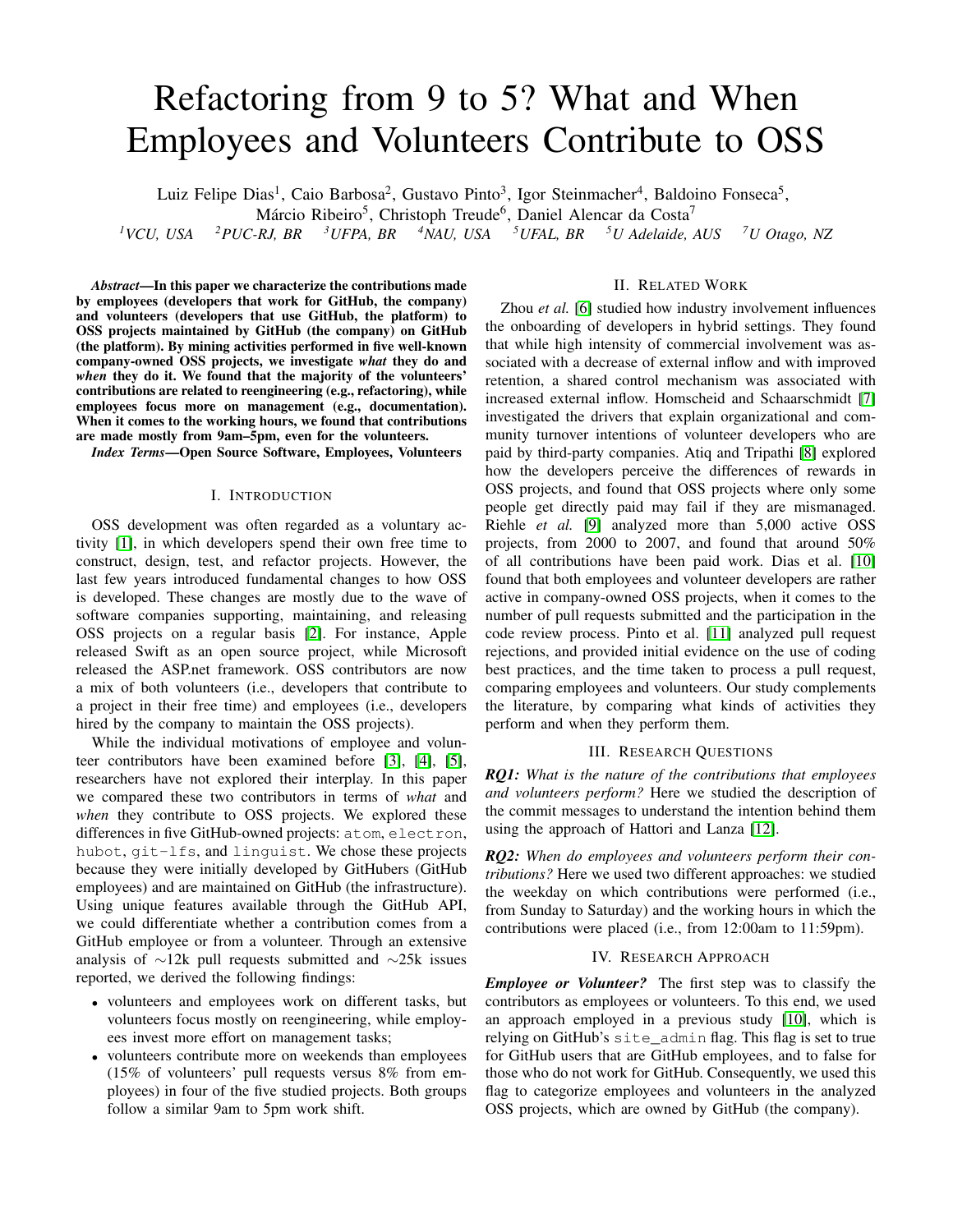# Refactoring from 9 to 5? What and When Employees and Volunteers Contribute to OSS

Luiz Felipe Dias[1], Caio Barbosa[2], Gustavo Pinto[3], Igor Steinmacher[4], Baldoino Fonseca[5], Márcio Ribeiro[5], Christoph Treude[6], Daniel Alencar da Costa[7]

[1]*VCU, USA* [2]*PUC-RJ, BR* [3]*UFPA, BR* [4]*NAU, USA* [5]*UFAL, BR* [5]*U Adelaide, AUS* [7]*U Otago, NZ*

***Abstract*—In this paper we characterize the contributions made by employees (developers that work for GitHub, the company) and volunteers (developers that use GitHub, the platform) to OSS projects maintained by GitHub (the company) on GitHub (the platform). By mining activities performed in five well-known company-owned OSS projects, we investigate *what* they do and *when* they do it. We found that the majority of the volunteers' contributions are related to reengineering (e.g., refactoring), while employees focus more on management (e.g., documentation). When it comes to the working hours, we found that contributions are made mostly from 9am–5pm, even for the volunteers.**

***Index Terms*—Open Source Software, Employees, Volunteers**

## I. Introduction

OSS development was often regarded as a voluntary activity [1], in which developers spend their own free time to construct, design, test, and refactor projects. However, the last few years introduced fundamental changes to how OSS is developed. These changes are mostly due to the wave of software companies supporting, maintaining, and releasing OSS projects on a regular basis [2]. For instance, Apple released Swift as an open source project, while Microsoft released the ASP.net framework. OSS contributors are now a mix of both volunteers (i.e., developers that contribute to a project in their free time) and employees (i.e., developers hired by the company to maintain the OSS projects).

While the individual motivations of employee and volunteer contributors have been examined before [3], [4], [5], researchers have not explored their interplay. In this paper we compared these two contributors in terms of *what* and *when* they contribute to OSS projects. We explored these differences in five GitHub-owned projects: `atom`, `electron`, `hubot`, `git-lfs`, and `linguist`. We chose these projects because they were initially developed by GitHubers (GitHub employees) and are maintained on GitHub (the infrastructure). Using unique features available through the GitHub API, we could differentiate whether a contribution comes from a GitHub employee or from a volunteer. Through an extensive analysis of ∼12k pull requests submitted and ∼25k issues reported, we derived the following findings:

- volunteers and employees work on different tasks, but volunteers focus mostly on reengineering, while employees invest more effort on management tasks;
- volunteers contribute more on weekends than employees (15% of volunteers' pull requests versus 8% from employees) in four of the five studied projects. Both groups follow a similar 9am to 5pm work shift.

## II. Related Work

Zhou *et al.* [6] studied how industry involvement influences the onboarding of developers in hybrid settings. They found that while high intensity of commercial involvement was associated with a decrease of external inflow and with improved retention, a shared control mechanism was associated with increased external inflow. Homscheid and Schaarschmidt [7] investigated the drivers that explain organizational and community turnover intentions of volunteer developers who are paid by third-party companies. Atiq and Tripathi [8] explored how the developers perceive the differences of rewards in OSS projects, and found that OSS projects where only some people get directly paid may fail if they are mismanaged. Riehle *et al.* [9] analyzed more than 5,000 active OSS projects, from 2000 to 2007, and found that around 50% of all contributions have been paid work. Dias et al. [10] found that both employees and volunteer developers are rather active in company-owned OSS projects, when it comes to the number of pull requests submitted and the participation in the code review process. Pinto et al. [11] analyzed pull request rejections, and provided initial evidence on the use of coding best practices, and the time taken to process a pull request, comparing employees and volunteers. Our study complements the literature, by comparing what kinds of activities they perform and when they perform them.

## III. Research Questions

***RQ1:*** *What is the nature of the contributions that employees and volunteers perform?* Here we studied the description of the commit messages to understand the intention behind them using the approach of Hattori and Lanza [12].

***RQ2:*** *When do employees and volunteers perform their contributions?* Here we used two different approaches: we studied the weekday on which contributions were performed (i.e., from Sunday to Saturday) and the working hours in which the contributions were placed (i.e., from 12:00am to 11:59pm).

## IV. Research Approach

***Employee or Volunteer?*** The first step was to classify the contributors as employees or volunteers. To this end, we used an approach employed in a previous study [10], which is relying on GitHub's `site_admin` flag. This flag is set to true for GitHub users that are GitHub employees, and to false for those who do not work for GitHub. Consequently, we used this flag to categorize employees and volunteers in the analyzed OSS projects, which are owned by GitHub (the company).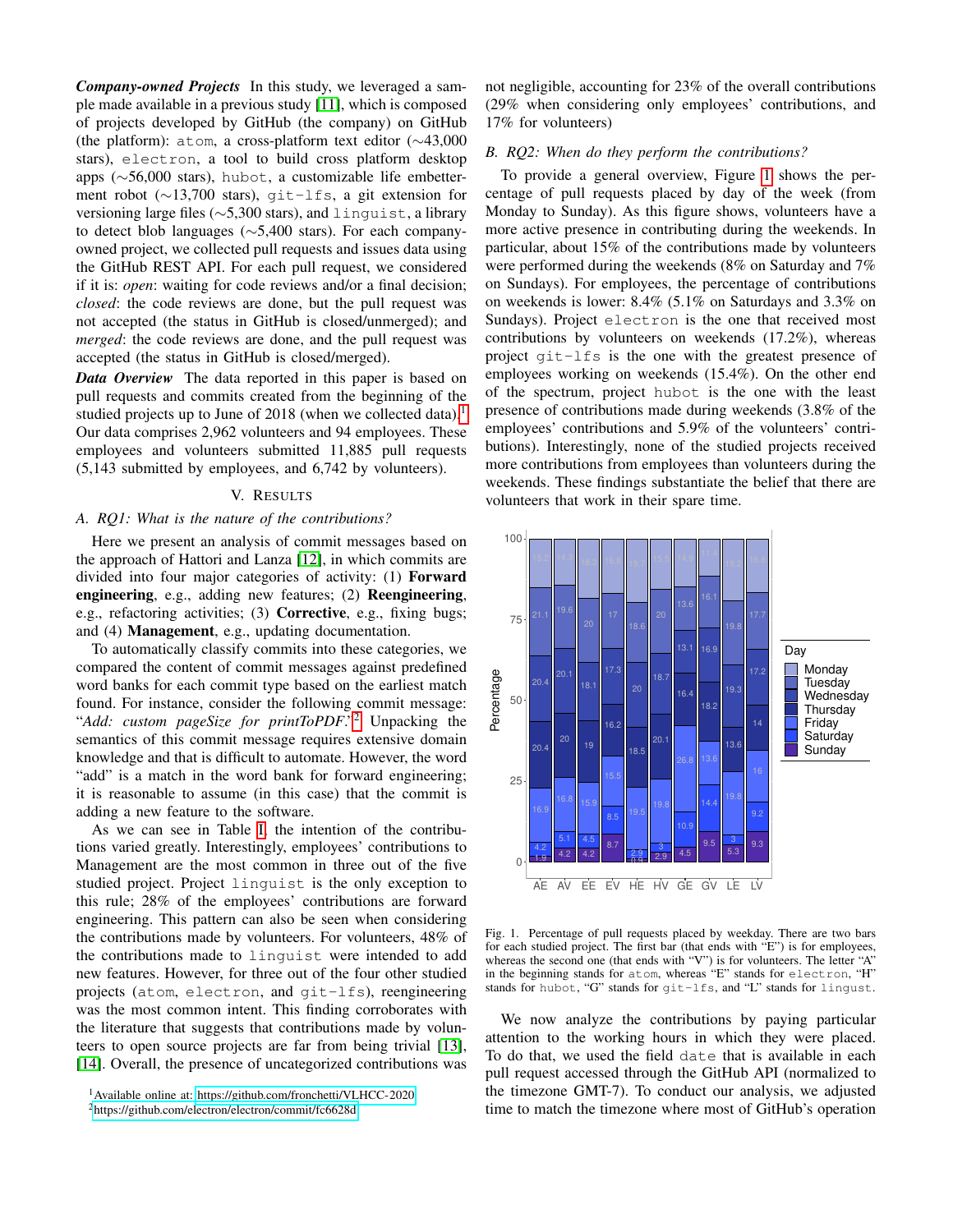***Company-owned Projects*** In this study, we leveraged a sample made available in a previous study [11], which is composed of projects developed by GitHub (the company) on GitHub (the platform): atom, a cross-platform text editor (∼43,000 stars), electron, a tool to build cross platform desktop apps (∼56,000 stars), hubot, a customizable life embetterment robot (∼13,700 stars), git-lfs, a git extension for versioning large files (∼5,300 stars), and linguist, a library to detect blob languages (∼5,400 stars). For each company-owned project, we collected pull requests and issues data using the GitHub REST API. For each pull request, we considered if it is: *open*: waiting for code reviews and/or a final decision; *closed*: the code reviews are done, but the pull request was not accepted (the status in GitHub is closed/unmerged); and *merged*: the code reviews are done, and the pull request was accepted (the status in GitHub is closed/merged).

***Data Overview*** The data reported in this paper is based on pull requests and commits created from the beginning of the studied projects up to June of 2018 (when we collected data).[1] Our data comprises 2,962 volunteers and 94 employees. These employees and volunteers submitted 11,885 pull requests (5,143 submitted by employees, and 6,742 by volunteers).

## V. Results

### A. RQ1: What is the nature of the contributions?

Here we present an analysis of commit messages based on the approach of Hattori and Lanza [12], in which commits are divided into four major categories of activity: (1) **Forward engineering**, e.g., adding new features; (2) **Reengineering**, e.g., refactoring activities; (3) **Corrective**, e.g., fixing bugs; and (4) **Management**, e.g., updating documentation.

To automatically classify commits into these categories, we compared the content of commit messages against predefined word banks for each commit type based on the earliest match found. For instance, consider the following commit message: "*Add: custom pageSize for printToPDF.*"[2] Unpacking the semantics of this commit message requires extensive domain knowledge and that is difficult to automate. However, the word "add" is a match in the word bank for forward engineering; it is reasonable to assume (in this case) that the commit is adding a new feature to the software.

As we can see in Table I, the intention of the contributions varied greatly. Interestingly, employees' contributions to Management are the most common in three out of the five studied project. Project linguist is the only exception to this rule; 28% of the employees' contributions are forward engineering. This pattern can also be seen when considering the contributions made by volunteers. For volunteers, 48% of the contributions made to linguist were intended to add new features. However, for three out of the four other studied projects (atom, electron, and git-lfs), reengineering was the most common intent. This finding corroborates with the literature that suggests that contributions made by volunteers to open source projects are far from being trivial [13], [14]. Overall, the presence of uncategorized contributions was not negligible, accounting for 23% of the overall contributions (29% when considering only employees' contributions, and 17% for volunteers)

### B. RQ2: When do they perform the contributions?

To provide a general overview, Figure 1 shows the percentage of pull requests placed by day of the week (from Monday to Sunday). As this figure shows, volunteers have a more active presence in contributing during the weekends. In particular, about 15% of the contributions made by volunteers were performed during the weekends (8% on Saturday and 7% on Sundays). For employees, the percentage of contributions on weekends is lower: 8.4% (5.1% on Saturdays and 3.3% on Sundays). Project electron is the one that received most contributions by volunteers on weekends (17.2%), whereas project git-lfs is the one with the greatest presence of employees working on weekends (15.4%). On the other end of the spectrum, project hubot is the one with the least presence of contributions made during weekends (3.8% of the employees' contributions and 5.9% of the volunteers' contributions). Interestingly, none of the studied projects received more contributions from employees than volunteers during the weekends. These findings substantiate the belief that there are volunteers that work in their spare time.

Fig. 1. Percentage of pull requests placed by weekday. There are two bars for each studied project. The first bar (that ends with "E") is for employees, whereas the second one (that ends with "V") is for volunteers. The letter "A" in the beginning stands for atom, whereas "E" stands for electron, "H" stands for hubot, "G" stands for git-lfs, and "L" stands for lingust.

We now analyze the contributions by paying particular attention to the working hours in which they were placed. To do that, we used the field date that is available in each pull request accessed through the GitHub API (normalized to the timezone GMT-7). To conduct our analysis, we adjusted time to match the timezone where most of GitHub's operation

[1] Available online at: https://github.com/fronchetti/VLHCC-2020

[2] https://github.com/electron/electron/commit/fc6628d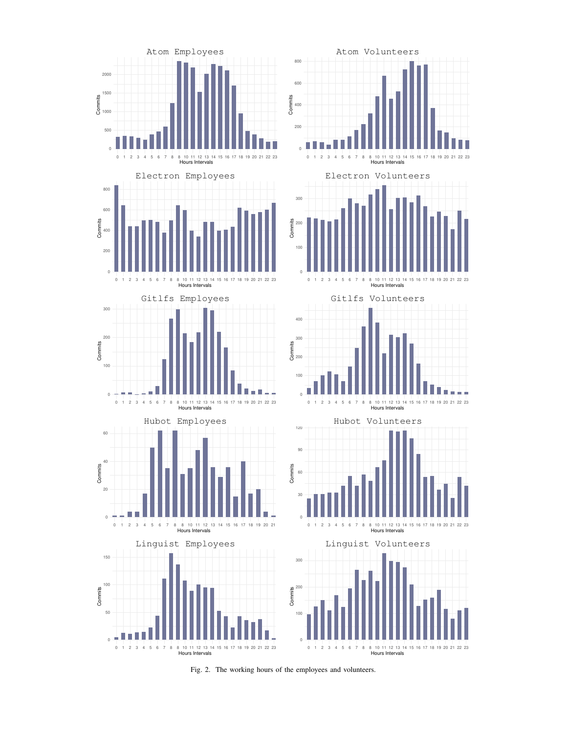Fig. 2. The working hours of the employees and volunteers.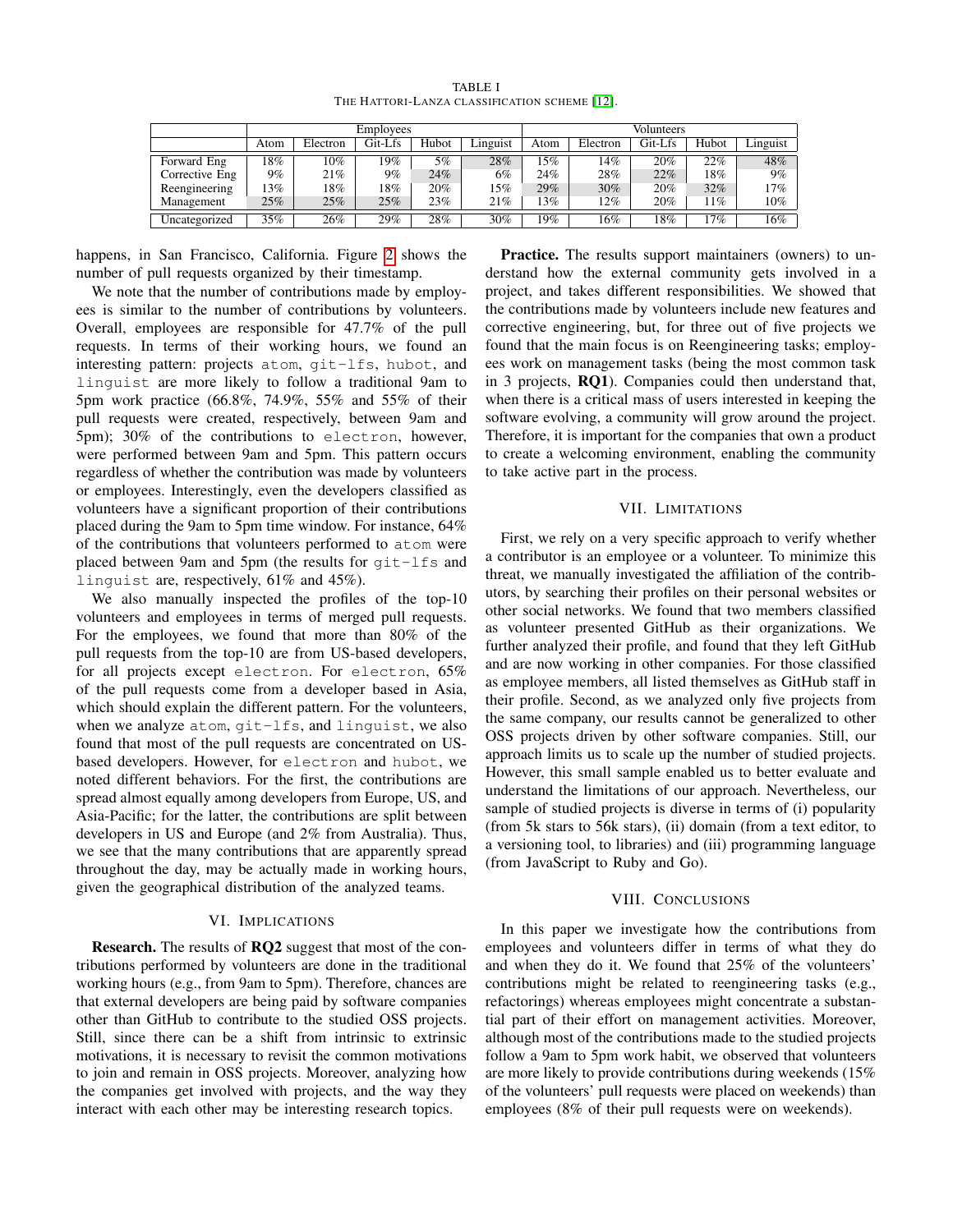TABLE I
THE HATTORI-LANZA CLASSIFICATION SCHEME [12].

| | Employees | | | | | Volunteers | | | | |
|---|---|---|---|---|---|---|---|---|---|---|
| | Atom | Electron | Git-Lfs | Hubot | Linguist | Atom | Electron | Git-Lfs | Hubot | Linguist |
| Forward Eng | 18% | 10% | 19% | 5% | 28% | 15% | 14% | 20% | 22% | 48% |
| Corrective Eng | 9% | 21% | 9% | 24% | 6% | 24% | 28% | 22% | 18% | 9% |
| Reengineering | 13% | 18% | 18% | 20% | 15% | 29% | 30% | 20% | 32% | 17% |
| Management | 25% | 25% | 25% | 23% | 21% | 13% | 12% | 20% | 11% | 10% |
| Uncategorized | 35% | 26% | 29% | 28% | 30% | 19% | 16% | 18% | 17% | 16% |

happens, in San Francisco, California. Figure 2 shows the number of pull requests organized by their timestamp.

We note that the number of contributions made by employees is similar to the number of contributions by volunteers. Overall, employees are responsible for 47.7% of the pull requests. In terms of their working hours, we found an interesting pattern: projects `atom`, `git-lfs`, `hubot`, and `linguist` are more likely to follow a traditional 9am to 5pm work practice (66.8%, 74.9%, 55% and 55% of their pull requests were created, respectively, between 9am and 5pm); 30% of the contributions to `electron`, however, were performed between 9am and 5pm. This pattern occurs regardless of whether the contribution was made by volunteers or employees. Interestingly, even the developers classified as volunteers have a significant proportion of their contributions placed during the 9am to 5pm time window. For instance, 64% of the contributions that volunteers performed to `atom` were placed between 9am and 5pm (the results for `git-lfs` and `linguist` are, respectively, 61% and 45%).

We also manually inspected the profiles of the top-10 volunteers and employees in terms of merged pull requests. For the employees, we found that more than 80% of the pull requests from the top-10 are from US-based developers, for all projects except `electron`. For `electron`, 65% of the pull requests come from a developer based in Asia, which should explain the different pattern. For the volunteers, when we analyze `atom`, `git-lfs`, and `linguist`, we also found that most of the pull requests are concentrated on US-based developers. However, for `electron` and `hubot`, we noted different behaviors. For the first, the contributions are spread almost equally among developers from Europe, US, and Asia-Pacific; for the latter, the contributions are split between developers in US and Europe (and 2% from Australia). Thus, we see that the many contributions that are apparently spread throughout the day, may be actually made in working hours, given the geographical distribution of the analyzed teams.

## VI. IMPLICATIONS

**Research.** The results of **RQ2** suggest that most of the contributions performed by volunteers are done in the traditional working hours (e.g., from 9am to 5pm). Therefore, chances are that external developers are being paid by software companies other than GitHub to contribute to the studied OSS projects. Still, since there can be a shift from intrinsic to extrinsic motivations, it is necessary to revisit the common motivations to join and remain in OSS projects. Moreover, analyzing how the companies get involved with projects, and the way they interact with each other may be interesting research topics.

**Practice.** The results support maintainers (owners) to understand how the external community gets involved in a project, and takes different responsibilities. We showed that the contributions made by volunteers include new features and corrective engineering, but, for three out of five projects we found that the main focus is on Reengineering tasks; employees work on management tasks (being the most common task in 3 projects, **RQ1**). Companies could then understand that, when there is a critical mass of users interested in keeping the software evolving, a community will grow around the project. Therefore, it is important for the companies that own a product to create a welcoming environment, enabling the community to take active part in the process.

## VII. LIMITATIONS

First, we rely on a very specific approach to verify whether a contributor is an employee or a volunteer. To minimize this threat, we manually investigated the affiliation of the contributors, by searching their profiles on their personal websites or other social networks. We found that two members classified as volunteer presented GitHub as their organizations. We further analyzed their profile, and found that they left GitHub and are now working in other companies. For those classified as employee members, all listed themselves as GitHub staff in their profile. Second, as we analyzed only five projects from the same company, our results cannot be generalized to other OSS projects driven by other software companies. Still, our approach limits us to scale up the number of studied projects. However, this small sample enabled us to better evaluate and understand the limitations of our approach. Nevertheless, our sample of studied projects is diverse in terms of (i) popularity (from 5k stars to 56k stars), (ii) domain (from a text editor, to a versioning tool, to libraries) and (iii) programming language (from JavaScript to Ruby and Go).

## VIII. CONCLUSIONS

In this paper we investigate how the contributions from employees and volunteers differ in terms of what they do and when they do it. We found that 25% of the volunteers' contributions might be related to reengineering tasks (e.g., refactorings) whereas employees might concentrate a substantial part of their effort on management activities. Moreover, although most of the contributions made to the studied projects follow a 9am to 5pm work habit, we observed that volunteers are more likely to provide contributions during weekends (15% of the volunteers' pull requests were placed on weekends) than employees (8% of their pull requests were on weekends).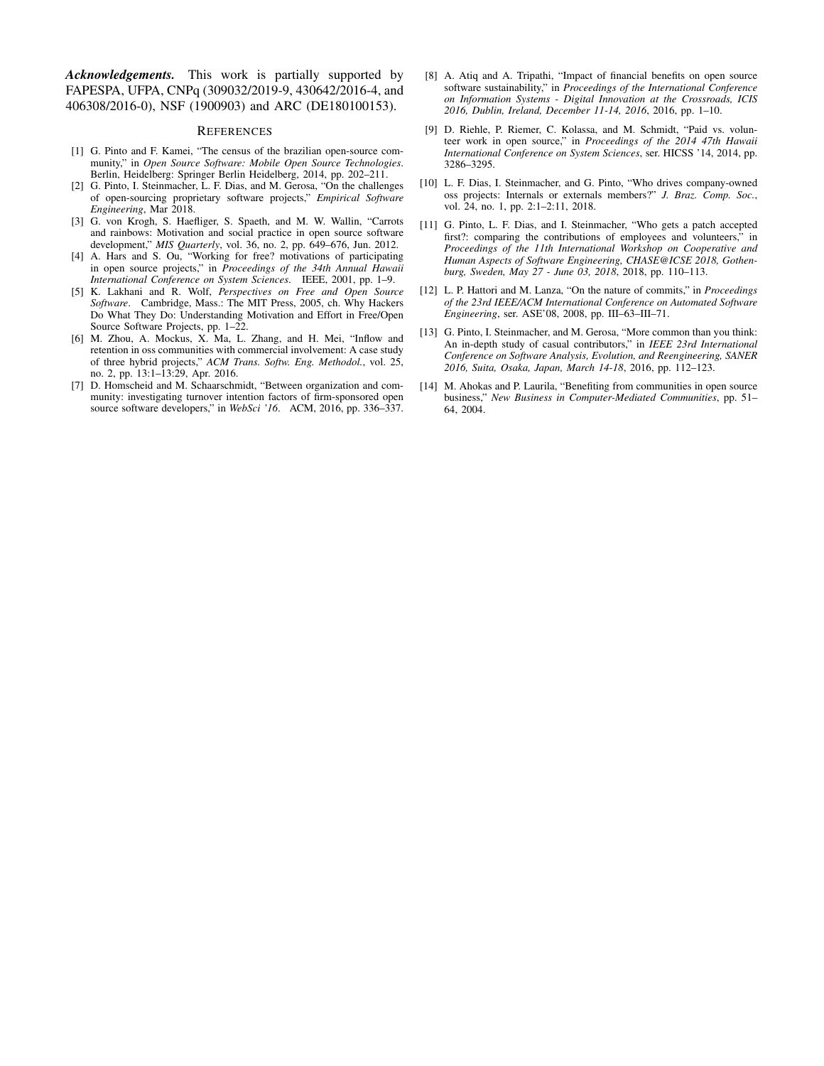***Acknowledgements.*** This work is partially supported by FAPESPA, UFPA, CNPq (309032/2019-9, 430642/2016-4, and 406308/2016-0), NSF (1900903) and ARC (DE180100153).

## References

[1] G. Pinto and F. Kamei, "The census of the brazilian open-source community," in *Open Source Software: Mobile Open Source Technologies*. Berlin, Heidelberg: Springer Berlin Heidelberg, 2014, pp. 202–211.

[2] G. Pinto, I. Steinmacher, L. F. Dias, and M. Gerosa, "On the challenges of open-sourcing proprietary software projects," *Empirical Software Engineering*, Mar 2018.

[3] G. von Krogh, S. Haefliger, S. Spaeth, and M. W. Wallin, "Carrots and rainbows: Motivation and social practice in open source software development," *MIS Quarterly*, vol. 36, no. 2, pp. 649–676, Jun. 2012.

[4] A. Hars and S. Ou, "Working for free? motivations of participating in open source projects," in *Proceedings of the 34th Annual Hawaii International Conference on System Sciences*. IEEE, 2001, pp. 1–9.

[5] K. Lakhani and R. Wolf, *Perspectives on Free and Open Source Software*. Cambridge, Mass.: The MIT Press, 2005, ch. Why Hackers Do What They Do: Understanding Motivation and Effort in Free/Open Source Software Projects, pp. 1–22.

[6] M. Zhou, A. Mockus, X. Ma, L. Zhang, and H. Mei, "Inflow and retention in oss communities with commercial involvement: A case study of three hybrid projects," *ACM Trans. Softw. Eng. Methodol.*, vol. 25, no. 2, pp. 13:1–13:29, Apr. 2016.

[7] D. Homscheid and M. Schaarschmidt, "Between organization and community: investigating turnover intention factors of firm-sponsored open source software developers," in *WebSci '16*. ACM, 2016, pp. 336–337.

[8] A. Atiq and A. Tripathi, "Impact of financial benefits on open source software sustainability," in *Proceedings of the International Conference on Information Systems - Digital Innovation at the Crossroads, ICIS 2016, Dublin, Ireland, December 11-14, 2016*, 2016, pp. 1–10.

[9] D. Riehle, P. Riemer, C. Kolassa, and M. Schmidt, "Paid vs. volunteer work in open source," in *Proceedings of the 2014 47th Hawaii International Conference on System Sciences*, ser. HICSS '14, 2014, pp. 3286–3295.

[10] L. F. Dias, I. Steinmacher, and G. Pinto, "Who drives company-owned oss projects: Internals or externals members?" *J. Braz. Comp. Soc.*, vol. 24, no. 1, pp. 2:1–2:11, 2018.

[11] G. Pinto, L. F. Dias, and I. Steinmacher, "Who gets a patch accepted first?: comparing the contributions of employees and volunteers," in *Proceedings of the 11th International Workshop on Cooperative and Human Aspects of Software Engineering, CHASE@ICSE 2018, Gothenburg, Sweden, May 27 - June 03, 2018*, 2018, pp. 110–113.

[12] L. P. Hattori and M. Lanza, "On the nature of commits," in *Proceedings of the 23rd IEEE/ACM International Conference on Automated Software Engineering*, ser. ASE'08, 2008, pp. III–63–III–71.

[13] G. Pinto, I. Steinmacher, and M. Gerosa, "More common than you think: An in-depth study of casual contributors," in *IEEE 23rd International Conference on Software Analysis, Evolution, and Reengineering, SANER 2016, Suita, Osaka, Japan, March 14-18*, 2016, pp. 112–123.

[14] M. Ahokas and P. Laurila, "Benefiting from communities in open source business," *New Business in Computer-Mediated Communities*, pp. 51–64, 2004.